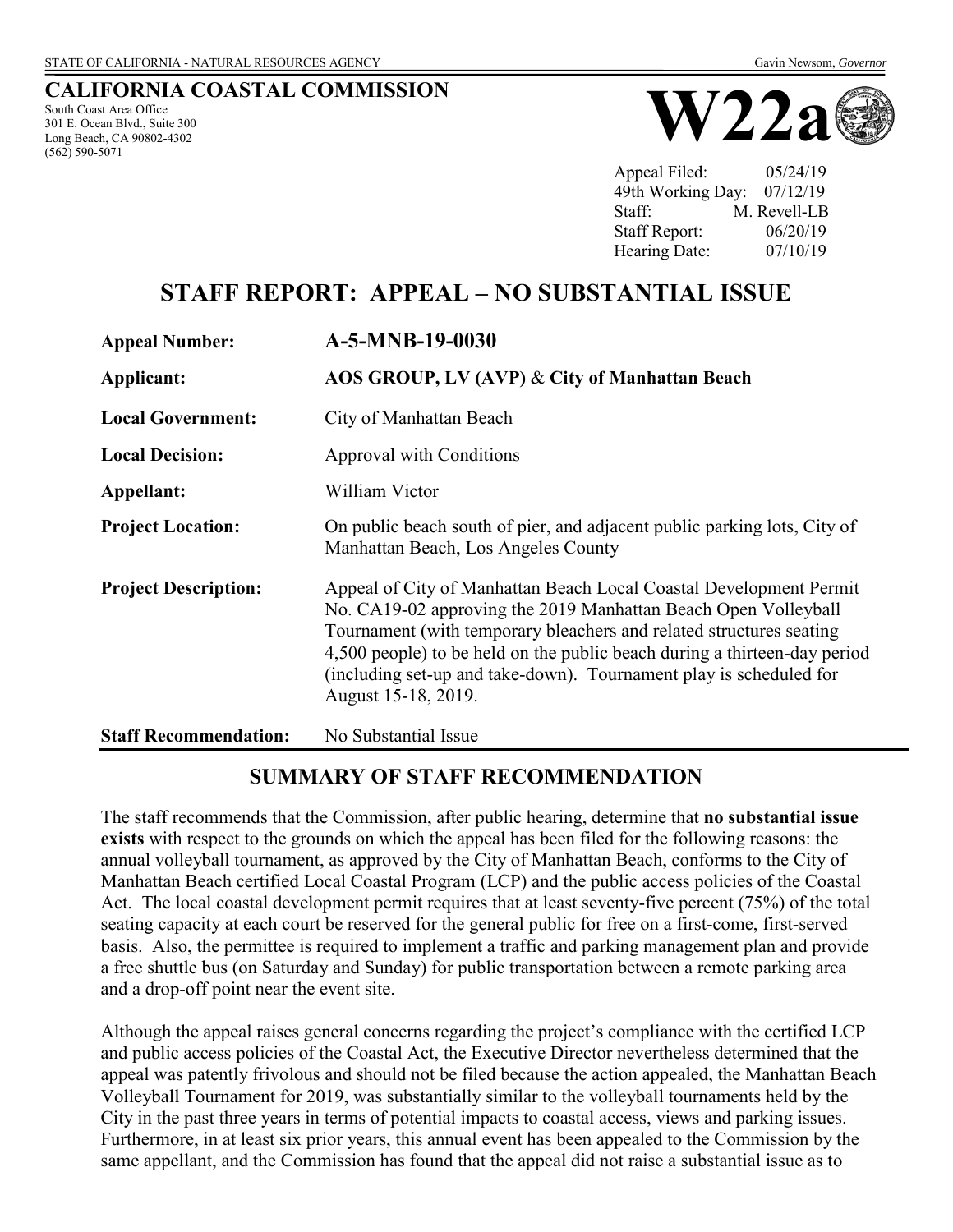STATE OF CALIFORNIA - NATURAL RESOURCES AGENCY Gavin Newsom, *Governor*

**CALIFORNIA COASTAL COMMISSION**
South Coast Area Office
301 E. Ocean Blvd., Suite 300
Long Beach, CA 90802-4302
(562) 590-5071

# W22a

| | |
|---|---|
| Appeal Filed: | 05/24/19 |
| 49th Working Day: | 07/12/19 |
| Staff: | M. Revell-LB |
| Staff Report: | 06/20/19 |
| Hearing Date: | 07/10/19 |

# STAFF REPORT: APPEAL – NO SUBSTANTIAL ISSUE

| | |
|---|---|
| **Appeal Number:** | **A-5-MNB-19-0030** |
| **Applicant:** | **AOS GROUP, LV (AVP)** & **City of Manhattan Beach** |
| **Local Government:** | City of Manhattan Beach |
| **Local Decision:** | Approval with Conditions |
| **Appellant:** | William Victor |
| **Project Location:** | On public beach south of pier, and adjacent public parking lots, City of Manhattan Beach, Los Angeles County |
| **Project Description:** | Appeal of City of Manhattan Beach Local Coastal Development Permit No. CA19-02 approving the 2019 Manhattan Beach Open Volleyball Tournament (with temporary bleachers and related structures seating 4,500 people) to be held on the public beach during a thirteen-day period (including set-up and take-down). Tournament play is scheduled for August 15-18, 2019. |
| **Staff Recommendation:** | No Substantial Issue |

## SUMMARY OF STAFF RECOMMENDATION

The staff recommends that the Commission, after public hearing, determine that **no substantial issue exists** with respect to the grounds on which the appeal has been filed for the following reasons: the annual volleyball tournament, as approved by the City of Manhattan Beach, conforms to the City of Manhattan Beach certified Local Coastal Program (LCP) and the public access policies of the Coastal Act. The local coastal development permit requires that at least seventy-five percent (75%) of the total seating capacity at each court be reserved for the general public for free on a first-come, first-served basis. Also, the permittee is required to implement a traffic and parking management plan and provide a free shuttle bus (on Saturday and Sunday) for public transportation between a remote parking area and a drop-off point near the event site.

Although the appeal raises general concerns regarding the project's compliance with the certified LCP and public access policies of the Coastal Act, the Executive Director nevertheless determined that the appeal was patently frivolous and should not be filed because the action appealed, the Manhattan Beach Volleyball Tournament for 2019, was substantially similar to the volleyball tournaments held by the City in the past three years in terms of potential impacts to coastal access, views and parking issues. Furthermore, in at least six prior years, this annual event has been appealed to the Commission by the same appellant, and the Commission has found that the appeal did not raise a substantial issue as to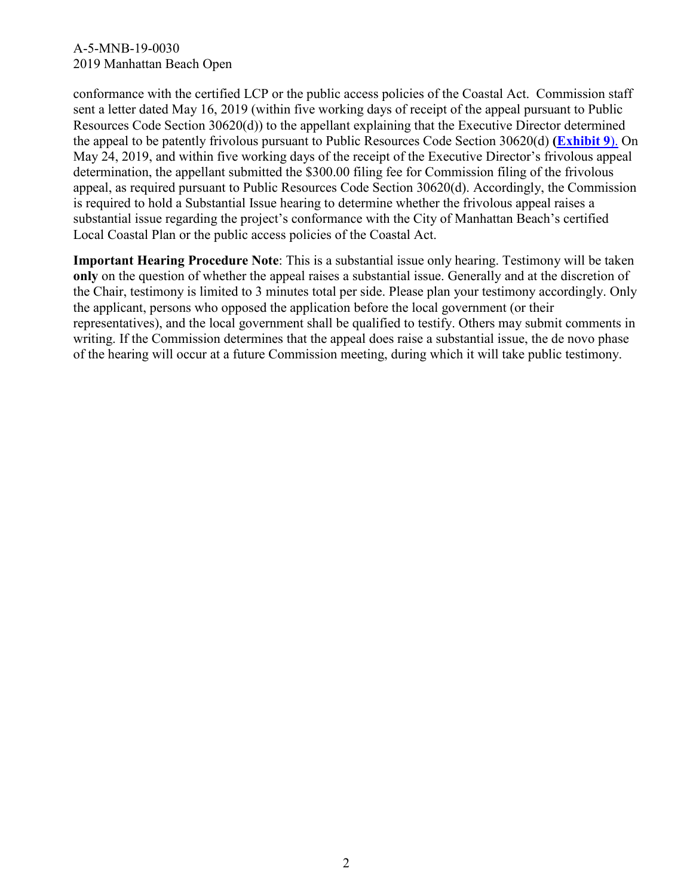conformance with the certified LCP or the public access policies of the Coastal Act. Commission staff sent a letter dated May 16, 2019 (within five working days of receipt of the appeal pursuant to Public Resources Code Section 30620(d)) to the appellant explaining that the Executive Director determined the appeal to be patently frivolous pursuant to Public Resources Code Section 30620(d) (**Exhibit 9**). On May 24, 2019, and within five working days of the receipt of the Executive Director's frivolous appeal determination, the appellant submitted the $300.00 filing fee for Commission filing of the frivolous appeal, as required pursuant to Public Resources Code Section 30620(d). Accordingly, the Commission is required to hold a Substantial Issue hearing to determine whether the frivolous appeal raises a substantial issue regarding the project's conformance with the City of Manhattan Beach's certified Local Coastal Plan or the public access policies of the Coastal Act.

**Important Hearing Procedure Note**: This is a substantial issue only hearing. Testimony will be taken **only** on the question of whether the appeal raises a substantial issue. Generally and at the discretion of the Chair, testimony is limited to 3 minutes total per side. Please plan your testimony accordingly. Only the applicant, persons who opposed the application before the local government (or their representatives), and the local government shall be qualified to testify. Others may submit comments in writing. If the Commission determines that the appeal does raise a substantial issue, the de novo phase of the hearing will occur at a future Commission meeting, during which it will take public testimony.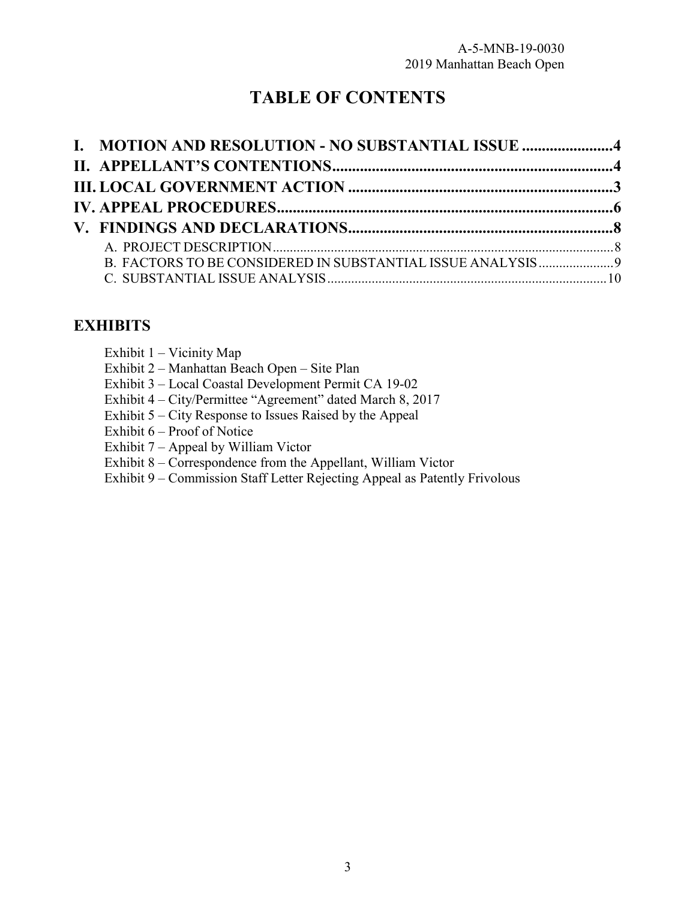# TABLE OF CONTENTS

**I. MOTION AND RESOLUTION - NO SUBSTANTIAL ISSUE .......................4**

**II. APPELLANT'S CONTENTIONS.......................................................................4**

**III. LOCAL GOVERNMENT ACTION ....................................................................3**

**IV. APPEAL PROCEDURES.....................................................................................6**

**V. FINDINGS AND DECLARATIONS...................................................................8**

A. PROJECT DESCRIPTION.....................................................................................................8

B. FACTORS TO BE CONSIDERED IN SUBSTANTIAL ISSUE ANALYSIS......................9

C. SUBSTANTIAL ISSUE ANALYSIS.................................................................................10

## EXHIBITS

Exhibit 1 – Vicinity Map

Exhibit 2 – Manhattan Beach Open – Site Plan

Exhibit 3 – Local Coastal Development Permit CA 19-02

Exhibit 4 – City/Permittee "Agreement" dated March 8, 2017

Exhibit 5 – City Response to Issues Raised by the Appeal

Exhibit 6 – Proof of Notice

Exhibit 7 – Appeal by William Victor

Exhibit 8 – Correspondence from the Appellant, William Victor

Exhibit 9 – Commission Staff Letter Rejecting Appeal as Patently Frivolous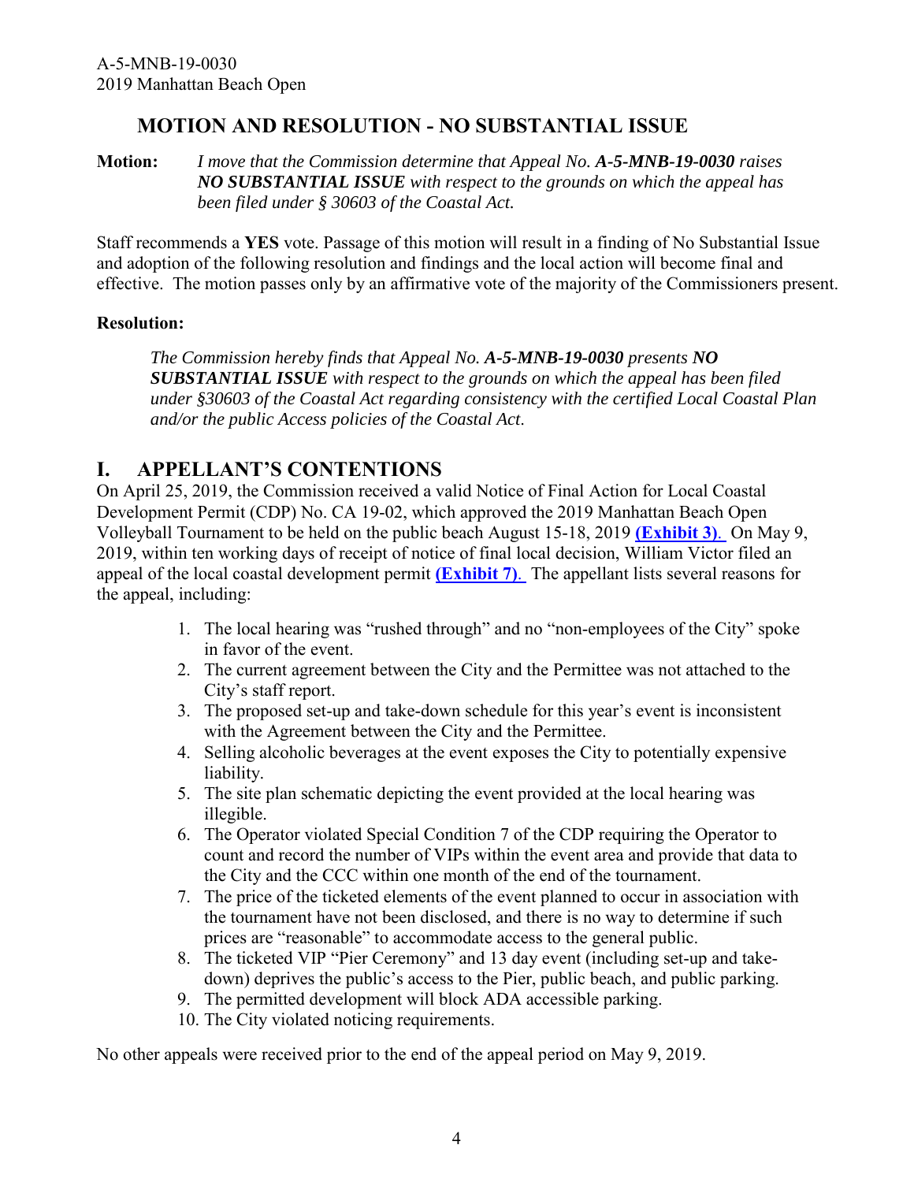## MOTION AND RESOLUTION - NO SUBSTANTIAL ISSUE

**Motion:** *I move that the Commission determine that Appeal No.* ***A-5-MNB-19-0030*** *raises* ***NO SUBSTANTIAL ISSUE*** *with respect to the grounds on which the appeal has been filed under § 30603 of the Coastal Act.*

Staff recommends a **YES** vote. Passage of this motion will result in a finding of No Substantial Issue and adoption of the following resolution and findings and the local action will become final and effective. The motion passes only by an affirmative vote of the majority of the Commissioners present.

**Resolution:**

> *The Commission hereby finds that Appeal No.* ***A-5-MNB-19-0030*** *presents* ***NO SUBSTANTIAL ISSUE*** *with respect to the grounds on which the appeal has been filed under §30603 of the Coastal Act regarding consistency with the certified Local Coastal Plan and/or the public Access policies of the Coastal Act.*

# I. APPELLANT'S CONTENTIONS

On April 25, 2019, the Commission received a valid Notice of Final Action for Local Coastal Development Permit (CDP) No. CA 19-02, which approved the 2019 Manhattan Beach Open Volleyball Tournament to be held on the public beach August 15-18, 2019 **(Exhibit 3)**. On May 9, 2019, within ten working days of receipt of notice of final local decision, William Victor filed an appeal of the local coastal development permit **(Exhibit 7)**. The appellant lists several reasons for the appeal, including:

1. The local hearing was "rushed through" and no "non-employees of the City" spoke in favor of the event.
2. The current agreement between the City and the Permittee was not attached to the City's staff report.
3. The proposed set-up and take-down schedule for this year's event is inconsistent with the Agreement between the City and the Permittee.
4. Selling alcoholic beverages at the event exposes the City to potentially expensive liability.
5. The site plan schematic depicting the event provided at the local hearing was illegible.
6. The Operator violated Special Condition 7 of the CDP requiring the Operator to count and record the number of VIPs within the event area and provide that data to the City and the CCC within one month of the end of the tournament.
7. The price of the ticketed elements of the event planned to occur in association with the tournament have not been disclosed, and there is no way to determine if such prices are "reasonable" to accommodate access to the general public.
8. The ticketed VIP "Pier Ceremony" and 13 day event (including set-up and take-down) deprives the public's access to the Pier, public beach, and public parking.
9. The permitted development will block ADA accessible parking.
10. The City violated noticing requirements.

No other appeals were received prior to the end of the appeal period on May 9, 2019.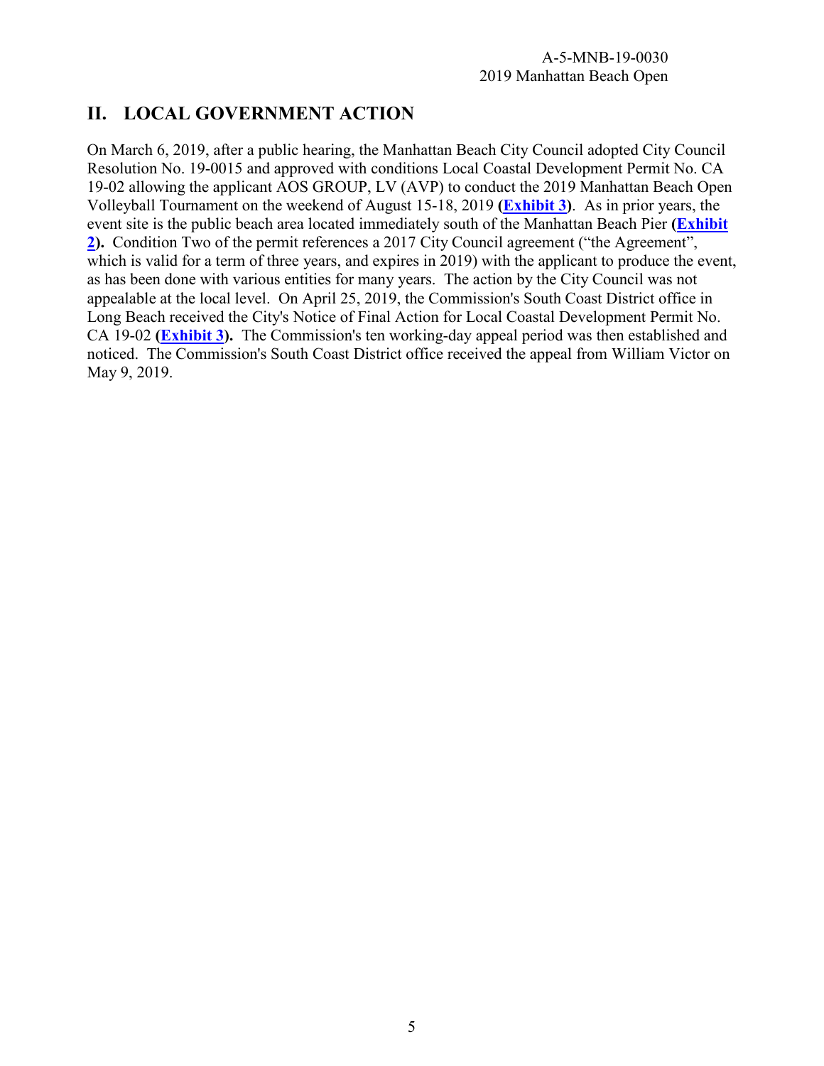## II. LOCAL GOVERNMENT ACTION

On March 6, 2019, after a public hearing, the Manhattan Beach City Council adopted City Council Resolution No. 19-0015 and approved with conditions Local Coastal Development Permit No. CA 19-02 allowing the applicant AOS GROUP, LV (AVP) to conduct the 2019 Manhattan Beach Open Volleyball Tournament on the weekend of August 15-18, 2019 **(Exhibit 3)**. As in prior years, the event site is the public beach area located immediately south of the Manhattan Beach Pier **(Exhibit 2).** Condition Two of the permit references a 2017 City Council agreement ("the Agreement", which is valid for a term of three years, and expires in 2019) with the applicant to produce the event, as has been done with various entities for many years. The action by the City Council was not appealable at the local level. On April 25, 2019, the Commission's South Coast District office in Long Beach received the City's Notice of Final Action for Local Coastal Development Permit No. CA 19-02 **(Exhibit 3).** The Commission's ten working-day appeal period was then established and noticed. The Commission's South Coast District office received the appeal from William Victor on May 9, 2019.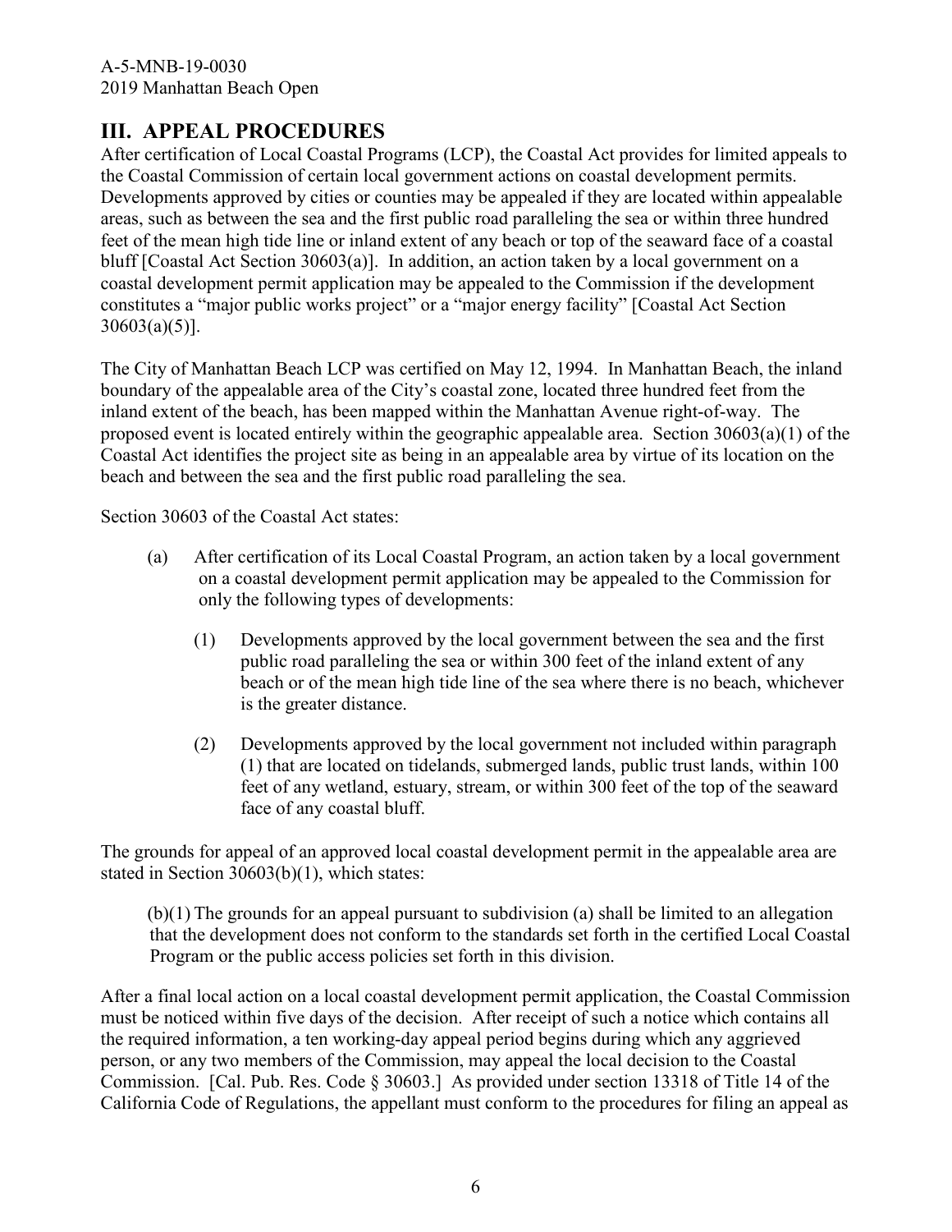## III. APPEAL PROCEDURES

After certification of Local Coastal Programs (LCP), the Coastal Act provides for limited appeals to the Coastal Commission of certain local government actions on coastal development permits. Developments approved by cities or counties may be appealed if they are located within appealable areas, such as between the sea and the first public road paralleling the sea or within three hundred feet of the mean high tide line or inland extent of any beach or top of the seaward face of a coastal bluff [Coastal Act Section 30603(a)]. In addition, an action taken by a local government on a coastal development permit application may be appealed to the Commission if the development constitutes a "major public works project" or a "major energy facility" [Coastal Act Section 30603(a)(5)].

The City of Manhattan Beach LCP was certified on May 12, 1994. In Manhattan Beach, the inland boundary of the appealable area of the City's coastal zone, located three hundred feet from the inland extent of the beach, has been mapped within the Manhattan Avenue right-of-way. The proposed event is located entirely within the geographic appealable area. Section 30603(a)(1) of the Coastal Act identifies the project site as being in an appealable area by virtue of its location on the beach and between the sea and the first public road paralleling the sea.

Section 30603 of the Coastal Act states:

> (a) After certification of its Local Coastal Program, an action taken by a local government on a coastal development permit application may be appealed to the Commission for only the following types of developments:
>
> > (1) Developments approved by the local government between the sea and the first public road paralleling the sea or within 300 feet of the inland extent of any beach or of the mean high tide line of the sea where there is no beach, whichever is the greater distance.
> >
> > (2) Developments approved by the local government not included within paragraph (1) that are located on tidelands, submerged lands, public trust lands, within 100 feet of any wetland, estuary, stream, or within 300 feet of the top of the seaward face of any coastal bluff.

The grounds for appeal of an approved local coastal development permit in the appealable area are stated in Section 30603(b)(1), which states:

> (b)(1) The grounds for an appeal pursuant to subdivision (a) shall be limited to an allegation that the development does not conform to the standards set forth in the certified Local Coastal Program or the public access policies set forth in this division.

After a final local action on a local coastal development permit application, the Coastal Commission must be noticed within five days of the decision. After receipt of such a notice which contains all the required information, a ten working-day appeal period begins during which any aggrieved person, or any two members of the Commission, may appeal the local decision to the Coastal Commission. [Cal. Pub. Res. Code § 30603.] As provided under section 13318 of Title 14 of the California Code of Regulations, the appellant must conform to the procedures for filing an appeal as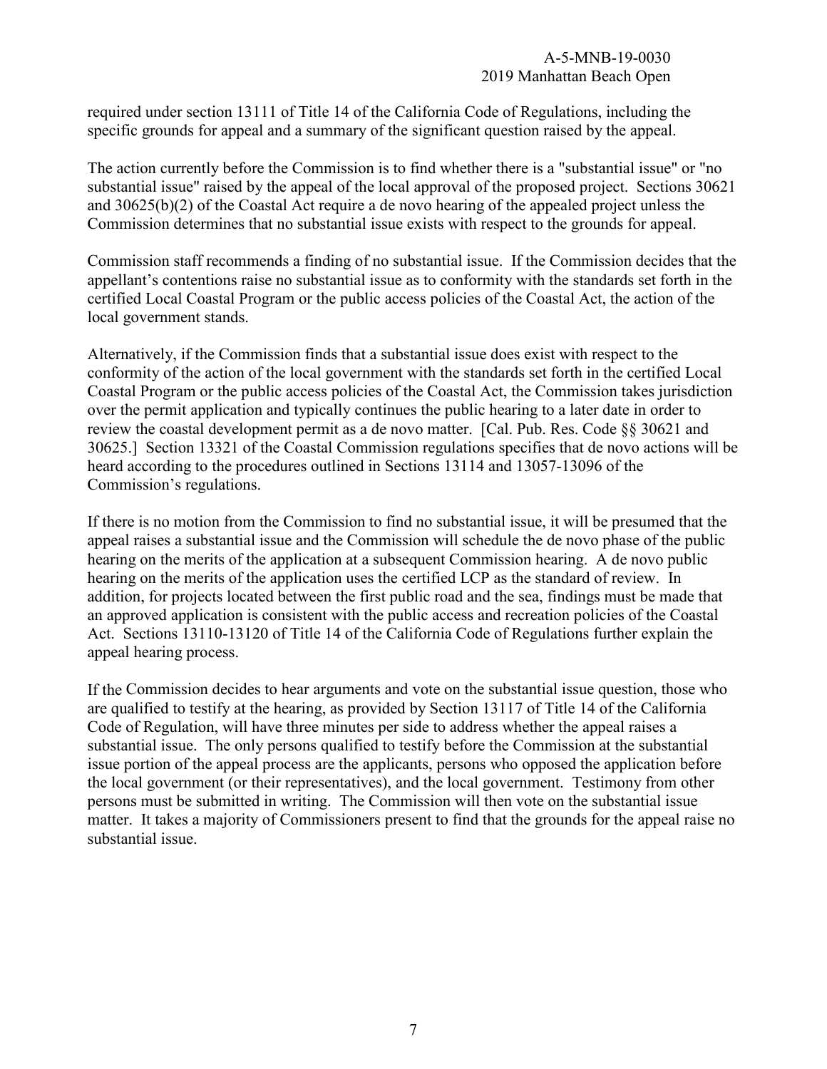required under section 13111 of Title 14 of the California Code of Regulations, including the specific grounds for appeal and a summary of the significant question raised by the appeal.

The action currently before the Commission is to find whether there is a "substantial issue" or "no substantial issue" raised by the appeal of the local approval of the proposed project. Sections 30621 and 30625(b)(2) of the Coastal Act require a de novo hearing of the appealed project unless the Commission determines that no substantial issue exists with respect to the grounds for appeal.

Commission staff recommends a finding of no substantial issue. If the Commission decides that the appellant's contentions raise no substantial issue as to conformity with the standards set forth in the certified Local Coastal Program or the public access policies of the Coastal Act, the action of the local government stands.

Alternatively, if the Commission finds that a substantial issue does exist with respect to the conformity of the action of the local government with the standards set forth in the certified Local Coastal Program or the public access policies of the Coastal Act, the Commission takes jurisdiction over the permit application and typically continues the public hearing to a later date in order to review the coastal development permit as a de novo matter. [Cal. Pub. Res. Code §§ 30621 and 30625.] Section 13321 of the Coastal Commission regulations specifies that de novo actions will be heard according to the procedures outlined in Sections 13114 and 13057-13096 of the Commission's regulations.

If there is no motion from the Commission to find no substantial issue, it will be presumed that the appeal raises a substantial issue and the Commission will schedule the de novo phase of the public hearing on the merits of the application at a subsequent Commission hearing. A de novo public hearing on the merits of the application uses the certified LCP as the standard of review. In addition, for projects located between the first public road and the sea, findings must be made that an approved application is consistent with the public access and recreation policies of the Coastal Act. Sections 13110-13120 of Title 14 of the California Code of Regulations further explain the appeal hearing process.

If the Commission decides to hear arguments and vote on the substantial issue question, those who are qualified to testify at the hearing, as provided by Section 13117 of Title 14 of the California Code of Regulation, will have three minutes per side to address whether the appeal raises a substantial issue. The only persons qualified to testify before the Commission at the substantial issue portion of the appeal process are the applicants, persons who opposed the application before the local government (or their representatives), and the local government. Testimony from other persons must be submitted in writing. The Commission will then vote on the substantial issue matter. It takes a majority of Commissioners present to find that the grounds for the appeal raise no substantial issue.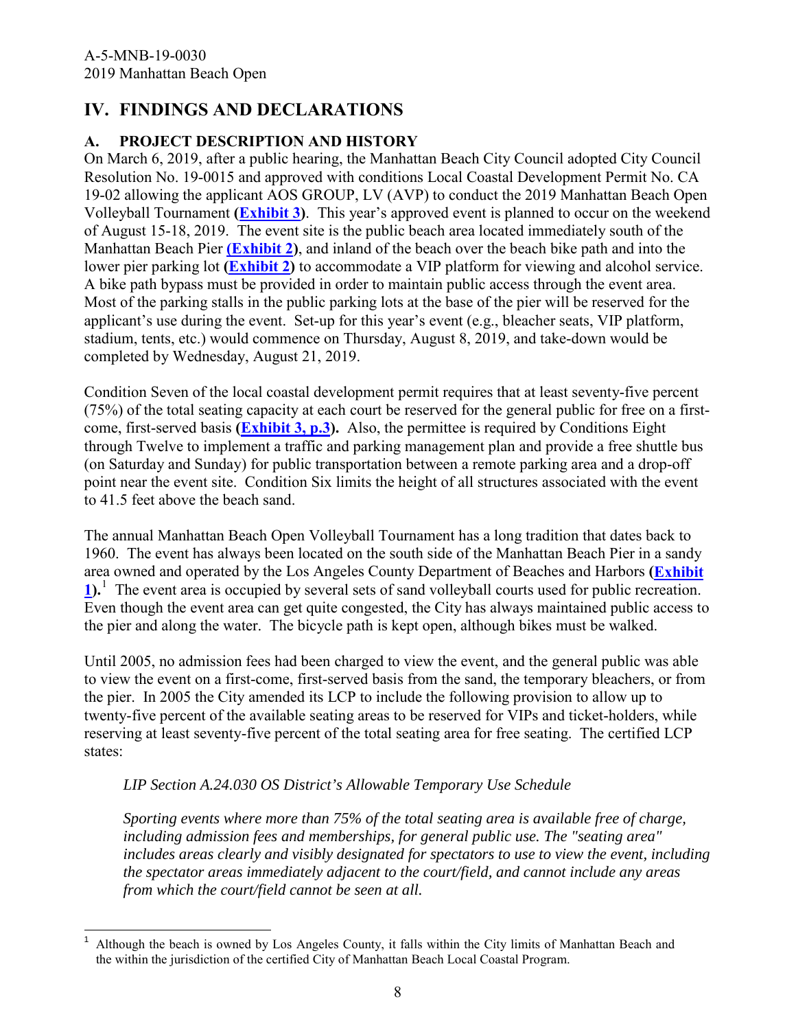## IV. FINDINGS AND DECLARATIONS

### A. PROJECT DESCRIPTION AND HISTORY

On March 6, 2019, after a public hearing, the Manhattan Beach City Council adopted City Council Resolution No. 19-0015 and approved with conditions Local Coastal Development Permit No. CA 19-02 allowing the applicant AOS GROUP, LV (AVP) to conduct the 2019 Manhattan Beach Open Volleyball Tournament **(Exhibit 3)**. This year's approved event is planned to occur on the weekend of August 15-18, 2019. The event site is the public beach area located immediately south of the Manhattan Beach Pier **(Exhibit 2)**, and inland of the beach over the beach bike path and into the lower pier parking lot **(Exhibit 2)** to accommodate a VIP platform for viewing and alcohol service. A bike path bypass must be provided in order to maintain public access through the event area. Most of the parking stalls in the public parking lots at the base of the pier will be reserved for the applicant's use during the event. Set-up for this year's event (e.g., bleacher seats, VIP platform, stadium, tents, etc.) would commence on Thursday, August 8, 2019, and take-down would be completed by Wednesday, August 21, 2019.

Condition Seven of the local coastal development permit requires that at least seventy-five percent (75%) of the total seating capacity at each court be reserved for the general public for free on a first-come, first-served basis **(Exhibit 3, p.3).** Also, the permittee is required by Conditions Eight through Twelve to implement a traffic and parking management plan and provide a free shuttle bus (on Saturday and Sunday) for public transportation between a remote parking area and a drop-off point near the event site. Condition Six limits the height of all structures associated with the event to 41.5 feet above the beach sand.

The annual Manhattan Beach Open Volleyball Tournament has a long tradition that dates back to 1960. The event has always been located on the south side of the Manhattan Beach Pier in a sandy area owned and operated by the Los Angeles County Department of Beaches and Harbors **(Exhibit 1).**[1] The event area is occupied by several sets of sand volleyball courts used for public recreation. Even though the event area can get quite congested, the City has always maintained public access to the pier and along the water. The bicycle path is kept open, although bikes must be walked.

Until 2005, no admission fees had been charged to view the event, and the general public was able to view the event on a first-come, first-served basis from the sand, the temporary bleachers, or from the pier. In 2005 the City amended its LCP to include the following provision to allow up to twenty-five percent of the available seating areas to be reserved for VIPs and ticket-holders, while reserving at least seventy-five percent of the total seating area for free seating. The certified LCP states:

> *LIP Section A.24.030 OS District's Allowable Temporary Use Schedule*
>
> *Sporting events where more than 75% of the total seating area is available free of charge, including admission fees and memberships, for general public use. The "seating area" includes areas clearly and visibly designated for spectators to use to view the event, including the spectator areas immediately adjacent to the court/field, and cannot include any areas from which the court/field cannot be seen at all.*

---

[1] Although the beach is owned by Los Angeles County, it falls within the City limits of Manhattan Beach and the within the jurisdiction of the certified City of Manhattan Beach Local Coastal Program.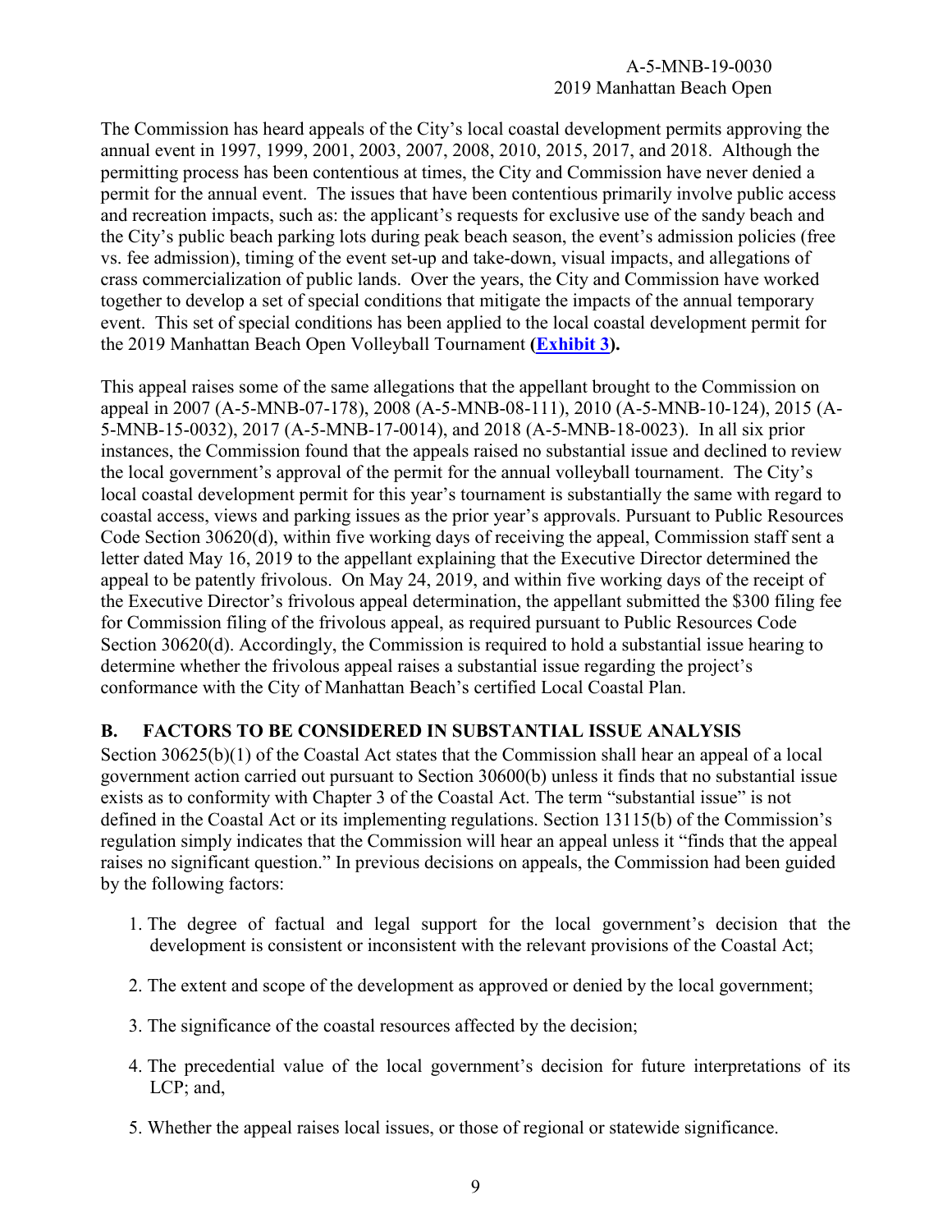The Commission has heard appeals of the City's local coastal development permits approving the annual event in 1997, 1999, 2001, 2003, 2007, 2008, 2010, 2015, 2017, and 2018. Although the permitting process has been contentious at times, the City and Commission have never denied a permit for the annual event. The issues that have been contentious primarily involve public access and recreation impacts, such as: the applicant's requests for exclusive use of the sandy beach and the City's public beach parking lots during peak beach season, the event's admission policies (free vs. fee admission), timing of the event set-up and take-down, visual impacts, and allegations of crass commercialization of public lands. Over the years, the City and Commission have worked together to develop a set of special conditions that mitigate the impacts of the annual temporary event. This set of special conditions has been applied to the local coastal development permit for the 2019 Manhattan Beach Open Volleyball Tournament **(Exhibit 3)**.

This appeal raises some of the same allegations that the appellant brought to the Commission on appeal in 2007 (A-5-MNB-07-178), 2008 (A-5-MNB-08-111), 2010 (A-5-MNB-10-124), 2015 (A-5-MNB-15-0032), 2017 (A-5-MNB-17-0014), and 2018 (A-5-MNB-18-0023). In all six prior instances, the Commission found that the appeals raised no substantial issue and declined to review the local government's approval of the permit for the annual volleyball tournament. The City's local coastal development permit for this year's tournament is substantially the same with regard to coastal access, views and parking issues as the prior year's approvals. Pursuant to Public Resources Code Section 30620(d), within five working days of receiving the appeal, Commission staff sent a letter dated May 16, 2019 to the appellant explaining that the Executive Director determined the appeal to be patently frivolous. On May 24, 2019, and within five working days of the receipt of the Executive Director's frivolous appeal determination, the appellant submitted the $300 filing fee for Commission filing of the frivolous appeal, as required pursuant to Public Resources Code Section 30620(d). Accordingly, the Commission is required to hold a substantial issue hearing to determine whether the frivolous appeal raises a substantial issue regarding the project's conformance with the City of Manhattan Beach's certified Local Coastal Plan.

## B. FACTORS TO BE CONSIDERED IN SUBSTANTIAL ISSUE ANALYSIS

Section 30625(b)(1) of the Coastal Act states that the Commission shall hear an appeal of a local government action carried out pursuant to Section 30600(b) unless it finds that no substantial issue exists as to conformity with Chapter 3 of the Coastal Act. The term "substantial issue" is not defined in the Coastal Act or its implementing regulations. Section 13115(b) of the Commission's regulation simply indicates that the Commission will hear an appeal unless it "finds that the appeal raises no significant question." In previous decisions on appeals, the Commission had been guided by the following factors:

1. The degree of factual and legal support for the local government's decision that the development is consistent or inconsistent with the relevant provisions of the Coastal Act;

2. The extent and scope of the development as approved or denied by the local government;

3. The significance of the coastal resources affected by the decision;

4. The precedential value of the local government's decision for future interpretations of its LCP; and,

5. Whether the appeal raises local issues, or those of regional or statewide significance.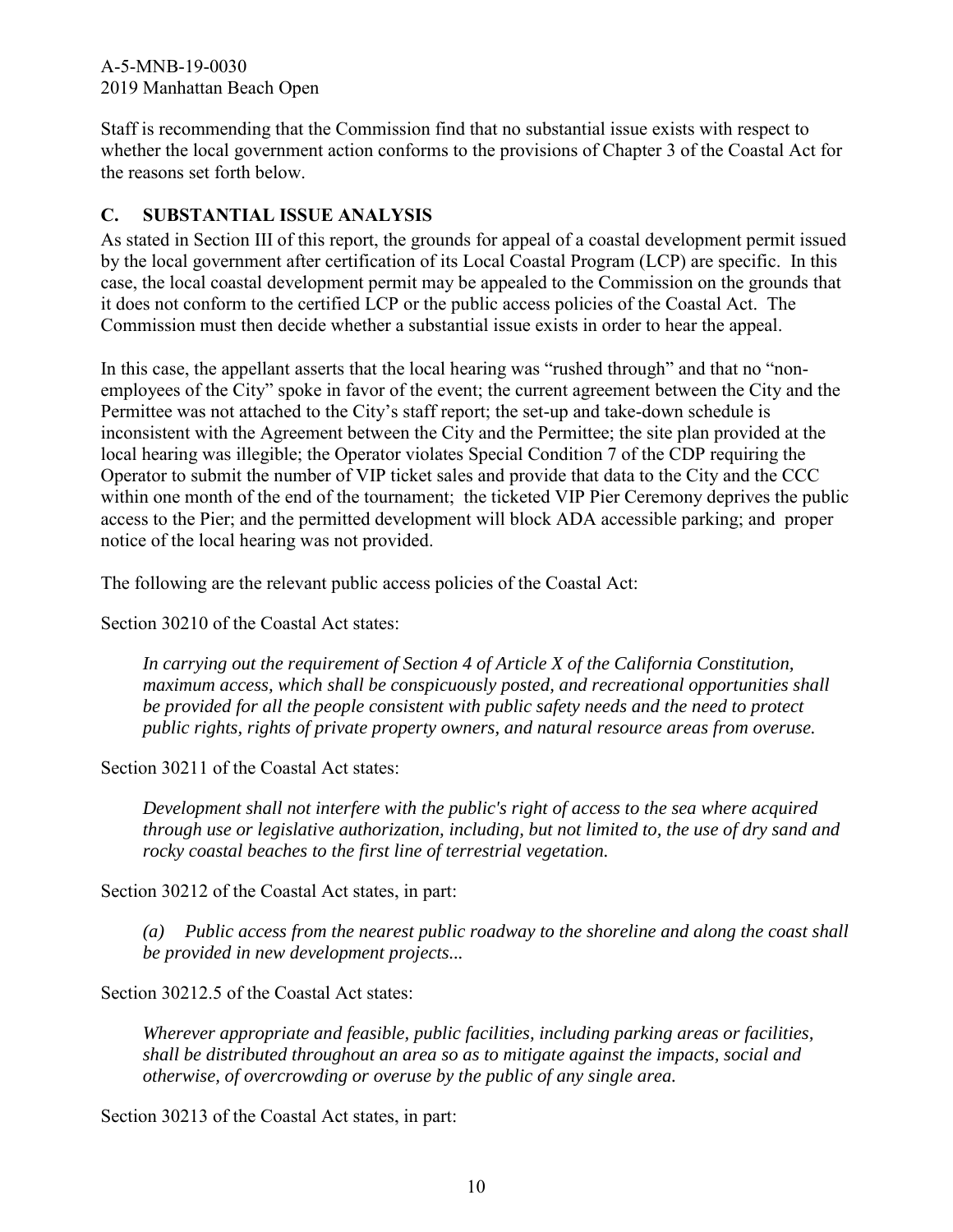Staff is recommending that the Commission find that no substantial issue exists with respect to whether the local government action conforms to the provisions of Chapter 3 of the Coastal Act for the reasons set forth below.

## C. SUBSTANTIAL ISSUE ANALYSIS

As stated in Section III of this report, the grounds for appeal of a coastal development permit issued by the local government after certification of its Local Coastal Program (LCP) are specific. In this case, the local coastal development permit may be appealed to the Commission on the grounds that it does not conform to the certified LCP or the public access policies of the Coastal Act. The Commission must then decide whether a substantial issue exists in order to hear the appeal.

In this case, the appellant asserts that the local hearing was "rushed through" and that no "non-employees of the City" spoke in favor of the event; the current agreement between the City and the Permittee was not attached to the City's staff report; the set-up and take-down schedule is inconsistent with the Agreement between the City and the Permittee; the site plan provided at the local hearing was illegible; the Operator violates Special Condition 7 of the CDP requiring the Operator to submit the number of VIP ticket sales and provide that data to the City and the CCC within one month of the end of the tournament; the ticketed VIP Pier Ceremony deprives the public access to the Pier; and the permitted development will block ADA accessible parking; and proper notice of the local hearing was not provided.

The following are the relevant public access policies of the Coastal Act:

Section 30210 of the Coastal Act states:

> *In carrying out the requirement of Section 4 of Article X of the California Constitution, maximum access, which shall be conspicuously posted, and recreational opportunities shall be provided for all the people consistent with public safety needs and the need to protect public rights, rights of private property owners, and natural resource areas from overuse.*

Section 30211 of the Coastal Act states:

> *Development shall not interfere with the public's right of access to the sea where acquired through use or legislative authorization, including, but not limited to, the use of dry sand and rocky coastal beaches to the first line of terrestrial vegetation.*

Section 30212 of the Coastal Act states, in part:

> *(a) Public access from the nearest public roadway to the shoreline and along the coast shall be provided in new development projects...*

Section 30212.5 of the Coastal Act states:

> *Wherever appropriate and feasible, public facilities, including parking areas or facilities, shall be distributed throughout an area so as to mitigate against the impacts, social and otherwise, of overcrowding or overuse by the public of any single area.*

Section 30213 of the Coastal Act states, in part: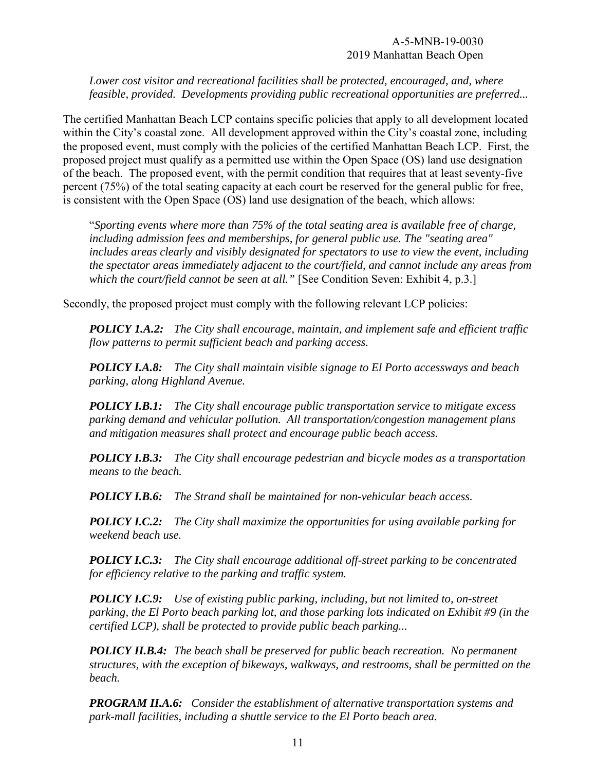*Lower cost visitor and recreational facilities shall be protected, encouraged, and, where feasible, provided. Developments providing public recreational opportunities are preferred...*

The certified Manhattan Beach LCP contains specific policies that apply to all development located within the City's coastal zone. All development approved within the City's coastal zone, including the proposed event, must comply with the policies of the certified Manhattan Beach LCP. First, the proposed project must qualify as a permitted use within the Open Space (OS) land use designation of the beach. The proposed event, with the permit condition that requires that at least seventy-five percent (75%) of the total seating capacity at each court be reserved for the general public for free, is consistent with the Open Space (OS) land use designation of the beach, which allows:

> "*Sporting events where more than 75% of the total seating area is available free of charge, including admission fees and memberships, for general public use. The "seating area" includes areas clearly and visibly designated for spectators to use to view the event, including the spectator areas immediately adjacent to the court/field, and cannot include any areas from which the court/field cannot be seen at all."* [See Condition Seven: Exhibit 4, p.3.]

Secondly, the proposed project must comply with the following relevant LCP policies:

> ***POLICY 1.A.2:*** *The City shall encourage, maintain, and implement safe and efficient traffic flow patterns to permit sufficient beach and parking access.*
>
> ***POLICY I.A.8:*** *The City shall maintain visible signage to El Porto accessways and beach parking, along Highland Avenue.*
>
> ***POLICY I.B.1:*** *The City shall encourage public transportation service to mitigate excess parking demand and vehicular pollution. All transportation/congestion management plans and mitigation measures shall protect and encourage public beach access.*
>
> ***POLICY I.B.3:*** *The City shall encourage pedestrian and bicycle modes as a transportation means to the beach.*
>
> ***POLICY I.B.6:*** *The Strand shall be maintained for non-vehicular beach access.*
>
> ***POLICY I.C.2:*** *The City shall maximize the opportunities for using available parking for weekend beach use.*
>
> ***POLICY I.C.3:*** *The City shall encourage additional off-street parking to be concentrated for efficiency relative to the parking and traffic system.*
>
> ***POLICY I.C.9:*** *Use of existing public parking, including, but not limited to, on-street parking, the El Porto beach parking lot, and those parking lots indicated on Exhibit #9 (in the certified LCP), shall be protected to provide public beach parking...*
>
> ***POLICY II.B.4:*** *The beach shall be preserved for public beach recreation. No permanent structures, with the exception of bikeways, walkways, and restrooms, shall be permitted on the beach.*
>
> ***PROGRAM II.A.6:*** *Consider the establishment of alternative transportation systems and park-mall facilities, including a shuttle service to the El Porto beach area.*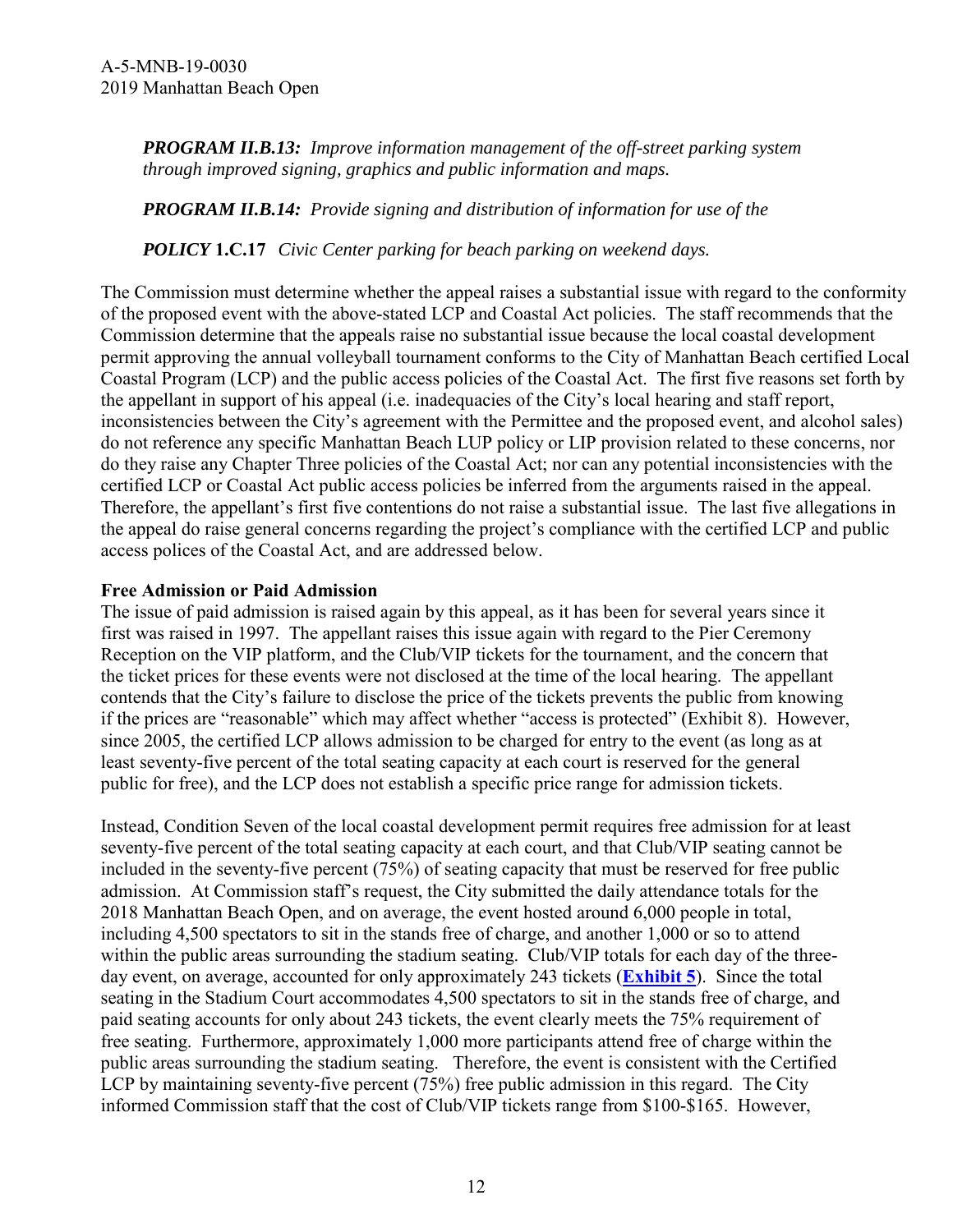*PROGRAM II.B.13: Improve information management of the off-street parking system through improved signing, graphics and public information and maps.*

*PROGRAM II.B.14: Provide signing and distribution of information for use of the*

***POLICY* 1.C.17** *Civic Center parking for beach parking on weekend days.*

The Commission must determine whether the appeal raises a substantial issue with regard to the conformity of the proposed event with the above-stated LCP and Coastal Act policies. The staff recommends that the Commission determine that the appeals raise no substantial issue because the local coastal development permit approving the annual volleyball tournament conforms to the City of Manhattan Beach certified Local Coastal Program (LCP) and the public access policies of the Coastal Act. The first five reasons set forth by the appellant in support of his appeal (i.e. inadequacies of the City's local hearing and staff report, inconsistencies between the City's agreement with the Permittee and the proposed event, and alcohol sales) do not reference any specific Manhattan Beach LUP policy or LIP provision related to these concerns, nor do they raise any Chapter Three policies of the Coastal Act; nor can any potential inconsistencies with the certified LCP or Coastal Act public access policies be inferred from the arguments raised in the appeal. Therefore, the appellant's first five contentions do not raise a substantial issue. The last five allegations in the appeal do raise general concerns regarding the project's compliance with the certified LCP and public access polices of the Coastal Act, and are addressed below.

**Free Admission or Paid Admission**

The issue of paid admission is raised again by this appeal, as it has been for several years since it first was raised in 1997. The appellant raises this issue again with regard to the Pier Ceremony Reception on the VIP platform, and the Club/VIP tickets for the tournament, and the concern that the ticket prices for these events were not disclosed at the time of the local hearing. The appellant contends that the City's failure to disclose the price of the tickets prevents the public from knowing if the prices are "reasonable" which may affect whether "access is protected" (Exhibit 8). However, since 2005, the certified LCP allows admission to be charged for entry to the event (as long as at least seventy-five percent of the total seating capacity at each court is reserved for the general public for free), and the LCP does not establish a specific price range for admission tickets.

Instead, Condition Seven of the local coastal development permit requires free admission for at least seventy-five percent of the total seating capacity at each court, and that Club/VIP seating cannot be included in the seventy-five percent (75%) of seating capacity that must be reserved for free public admission. At Commission staff's request, the City submitted the daily attendance totals for the 2018 Manhattan Beach Open, and on average, the event hosted around 6,000 people in total, including 4,500 spectators to sit in the stands free of charge, and another 1,000 or so to attend within the public areas surrounding the stadium seating. Club/VIP totals for each day of the three-day event, on average, accounted for only approximately 243 tickets (**Exhibit 5**). Since the total seating in the Stadium Court accommodates 4,500 spectators to sit in the stands free of charge, and paid seating accounts for only about 243 tickets, the event clearly meets the 75% requirement of free seating. Furthermore, approximately 1,000 more participants attend free of charge within the public areas surrounding the stadium seating. Therefore, the event is consistent with the Certified LCP by maintaining seventy-five percent (75%) free public admission in this regard. The City informed Commission staff that the cost of Club/VIP tickets range from $100-$165. However,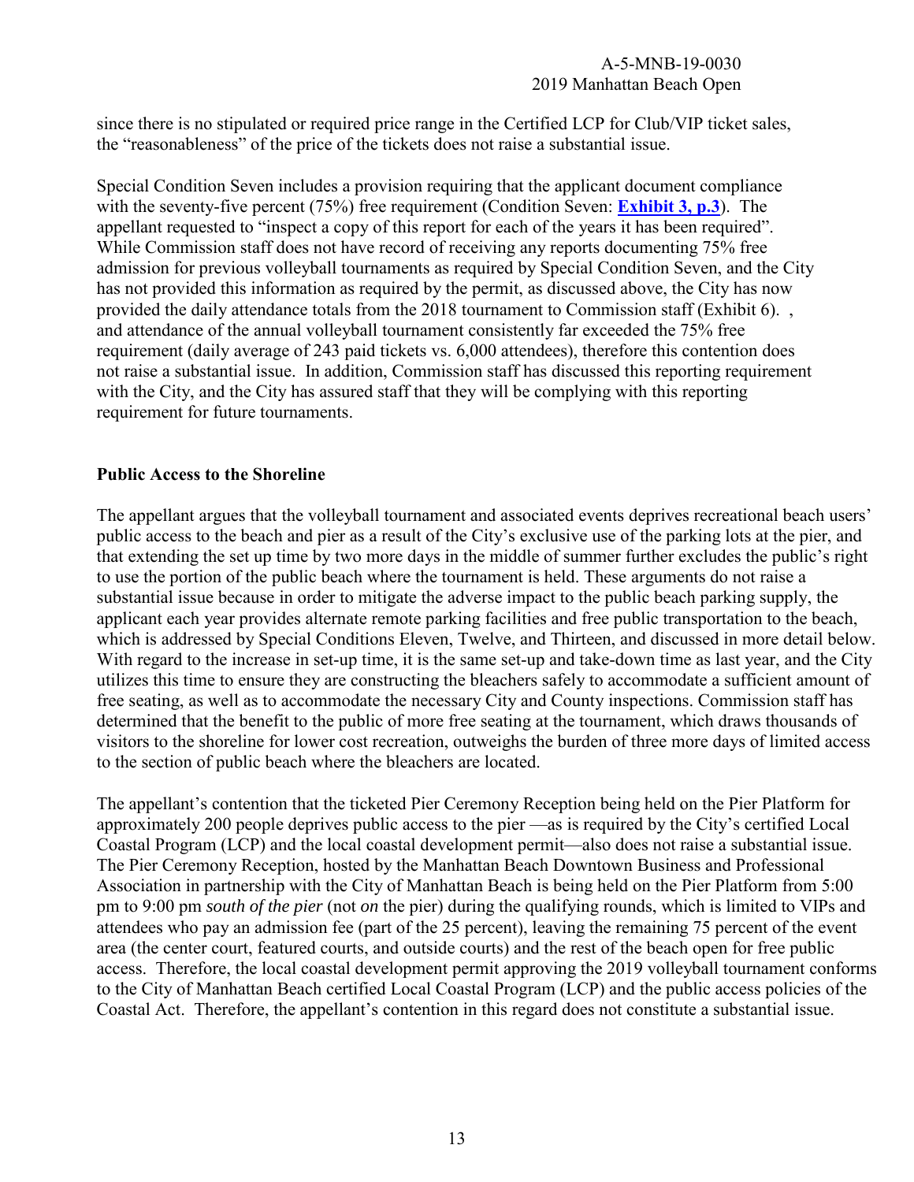since there is no stipulated or required price range in the Certified LCP for Club/VIP ticket sales, the "reasonableness" of the price of the tickets does not raise a substantial issue.

Special Condition Seven includes a provision requiring that the applicant document compliance with the seventy-five percent (75%) free requirement (Condition Seven: **Exhibit 3, p.3**). The appellant requested to "inspect a copy of this report for each of the years it has been required". While Commission staff does not have record of receiving any reports documenting 75% free admission for previous volleyball tournaments as required by Special Condition Seven, and the City has not provided this information as required by the permit, as discussed above, the City has now provided the daily attendance totals from the 2018 tournament to Commission staff (Exhibit 6). , and attendance of the annual volleyball tournament consistently far exceeded the 75% free requirement (daily average of 243 paid tickets vs. 6,000 attendees), therefore this contention does not raise a substantial issue. In addition, Commission staff has discussed this reporting requirement with the City, and the City has assured staff that they will be complying with this reporting requirement for future tournaments.

**Public Access to the Shoreline**

The appellant argues that the volleyball tournament and associated events deprives recreational beach users' public access to the beach and pier as a result of the City's exclusive use of the parking lots at the pier, and that extending the set up time by two more days in the middle of summer further excludes the public's right to use the portion of the public beach where the tournament is held. These arguments do not raise a substantial issue because in order to mitigate the adverse impact to the public beach parking supply, the applicant each year provides alternate remote parking facilities and free public transportation to the beach, which is addressed by Special Conditions Eleven, Twelve, and Thirteen, and discussed in more detail below. With regard to the increase in set-up time, it is the same set-up and take-down time as last year, and the City utilizes this time to ensure they are constructing the bleachers safely to accommodate a sufficient amount of free seating, as well as to accommodate the necessary City and County inspections. Commission staff has determined that the benefit to the public of more free seating at the tournament, which draws thousands of visitors to the shoreline for lower cost recreation, outweighs the burden of three more days of limited access to the section of public beach where the bleachers are located.

The appellant's contention that the ticketed Pier Ceremony Reception being held on the Pier Platform for approximately 200 people deprives public access to the pier —as is required by the City's certified Local Coastal Program (LCP) and the local coastal development permit—also does not raise a substantial issue. The Pier Ceremony Reception, hosted by the Manhattan Beach Downtown Business and Professional Association in partnership with the City of Manhattan Beach is being held on the Pier Platform from 5:00 pm to 9:00 pm *south of the pier* (not *on* the pier) during the qualifying rounds, which is limited to VIPs and attendees who pay an admission fee (part of the 25 percent), leaving the remaining 75 percent of the event area (the center court, featured courts, and outside courts) and the rest of the beach open for free public access. Therefore, the local coastal development permit approving the 2019 volleyball tournament conforms to the City of Manhattan Beach certified Local Coastal Program (LCP) and the public access policies of the Coastal Act. Therefore, the appellant's contention in this regard does not constitute a substantial issue.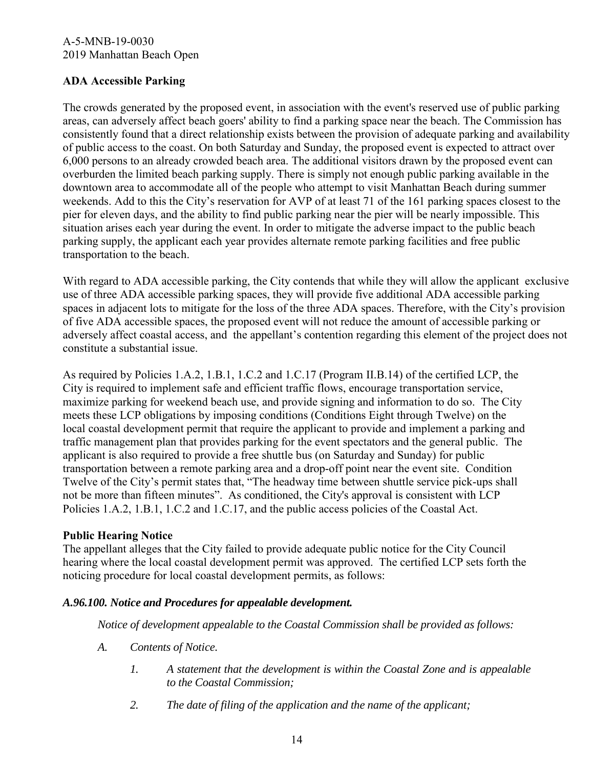**ADA Accessible Parking**

The crowds generated by the proposed event, in association with the event's reserved use of public parking areas, can adversely affect beach goers' ability to find a parking space near the beach. The Commission has consistently found that a direct relationship exists between the provision of adequate parking and availability of public access to the coast. On both Saturday and Sunday, the proposed event is expected to attract over 6,000 persons to an already crowded beach area. The additional visitors drawn by the proposed event can overburden the limited beach parking supply. There is simply not enough public parking available in the downtown area to accommodate all of the people who attempt to visit Manhattan Beach during summer weekends. Add to this the City's reservation for AVP of at least 71 of the 161 parking spaces closest to the pier for eleven days, and the ability to find public parking near the pier will be nearly impossible. This situation arises each year during the event. In order to mitigate the adverse impact to the public beach parking supply, the applicant each year provides alternate remote parking facilities and free public transportation to the beach.

With regard to ADA accessible parking, the City contends that while they will allow the applicant exclusive use of three ADA accessible parking spaces, they will provide five additional ADA accessible parking spaces in adjacent lots to mitigate for the loss of the three ADA spaces. Therefore, with the City's provision of five ADA accessible spaces, the proposed event will not reduce the amount of accessible parking or adversely affect coastal access, and the appellant's contention regarding this element of the project does not constitute a substantial issue.

As required by Policies 1.A.2, 1.B.1, 1.C.2 and 1.C.17 (Program II.B.14) of the certified LCP, the City is required to implement safe and efficient traffic flows, encourage transportation service, maximize parking for weekend beach use, and provide signing and information to do so. The City meets these LCP obligations by imposing conditions (Conditions Eight through Twelve) on the local coastal development permit that require the applicant to provide and implement a parking and traffic management plan that provides parking for the event spectators and the general public. The applicant is also required to provide a free shuttle bus (on Saturday and Sunday) for public transportation between a remote parking area and a drop-off point near the event site. Condition Twelve of the City's permit states that, "The headway time between shuttle service pick-ups shall not be more than fifteen minutes". As conditioned, the City's approval is consistent with LCP Policies 1.A.2, 1.B.1, 1.C.2 and 1.C.17, and the public access policies of the Coastal Act.

**Public Hearing Notice**

The appellant alleges that the City failed to provide adequate public notice for the City Council hearing where the local coastal development permit was approved. The certified LCP sets forth the noticing procedure for local coastal development permits, as follows:

***A.96.100. Notice and Procedures for appealable development.***

*Notice of development appealable to the Coastal Commission shall be provided as follows:*

*A. Contents of Notice.*

*1. A statement that the development is within the Coastal Zone and is appealable to the Coastal Commission;*

*2. The date of filing of the application and the name of the applicant;*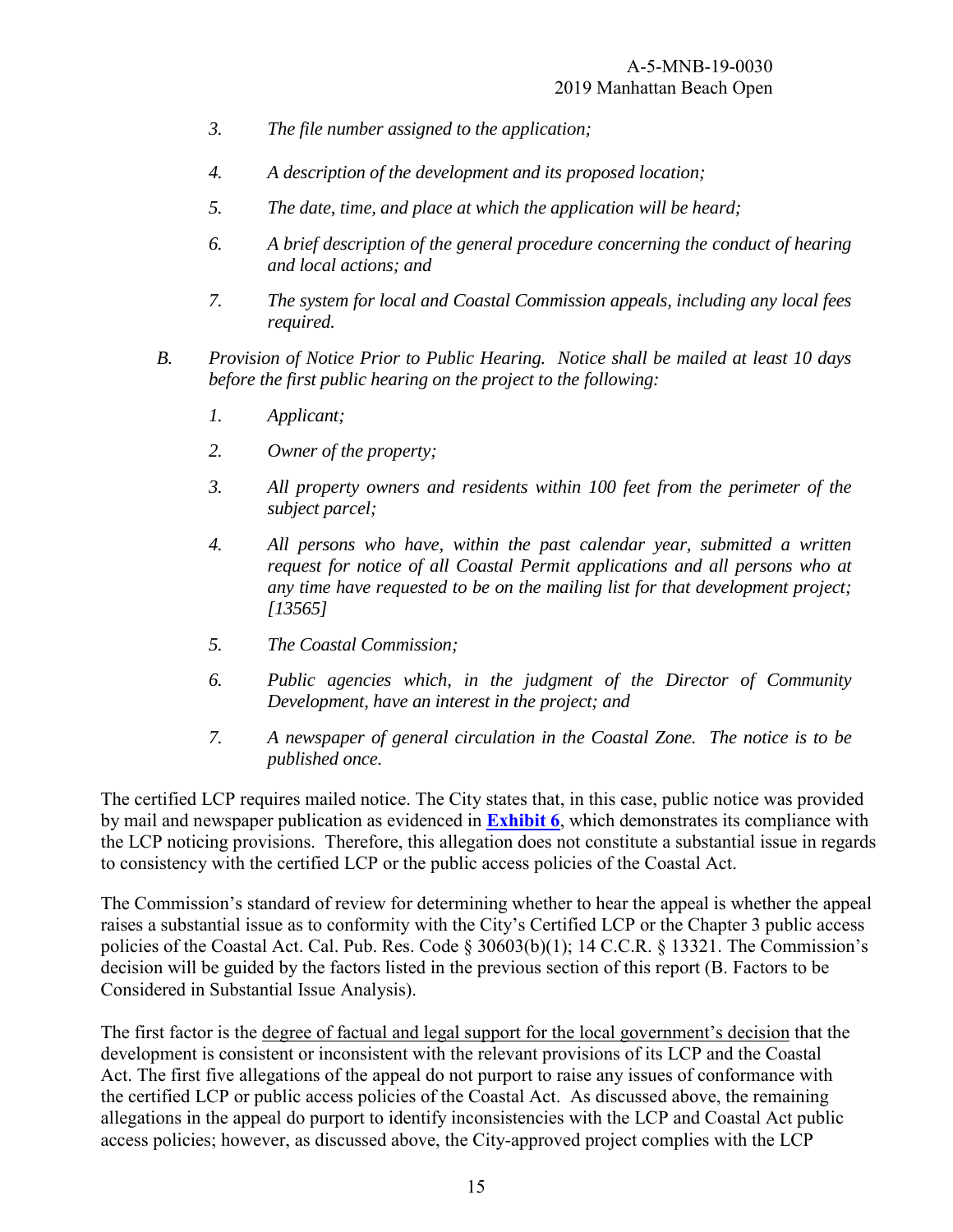*3. The file number assigned to the application;*

*4. A description of the development and its proposed location;*

*5. The date, time, and place at which the application will be heard;*

*6. A brief description of the general procedure concerning the conduct of hearing and local actions; and*

*7. The system for local and Coastal Commission appeals, including any local fees required.*

*B. Provision of Notice Prior to Public Hearing. Notice shall be mailed at least 10 days before the first public hearing on the project to the following:*

*1. Applicant;*

*2. Owner of the property;*

*3. All property owners and residents within 100 feet from the perimeter of the subject parcel;*

*4. All persons who have, within the past calendar year, submitted a written request for notice of all Coastal Permit applications and all persons who at any time have requested to be on the mailing list for that development project; [13565]*

*5. The Coastal Commission;*

*6. Public agencies which, in the judgment of the Director of Community Development, have an interest in the project; and*

*7. A newspaper of general circulation in the Coastal Zone. The notice is to be published once.*

The certified LCP requires mailed notice. The City states that, in this case, public notice was provided by mail and newspaper publication as evidenced in **Exhibit 6**, which demonstrates its compliance with the LCP noticing provisions. Therefore, this allegation does not constitute a substantial issue in regards to consistency with the certified LCP or the public access policies of the Coastal Act.

The Commission's standard of review for determining whether to hear the appeal is whether the appeal raises a substantial issue as to conformity with the City's Certified LCP or the Chapter 3 public access policies of the Coastal Act. Cal. Pub. Res. Code § 30603(b)(1); 14 C.C.R. § 13321. The Commission's decision will be guided by the factors listed in the previous section of this report (B. Factors to be Considered in Substantial Issue Analysis).

The first factor is the degree of factual and legal support for the local government's decision that the development is consistent or inconsistent with the relevant provisions of its LCP and the Coastal Act. The first five allegations of the appeal do not purport to raise any issues of conformance with the certified LCP or public access policies of the Coastal Act. As discussed above, the remaining allegations in the appeal do purport to identify inconsistencies with the LCP and Coastal Act public access policies; however, as discussed above, the City-approved project complies with the LCP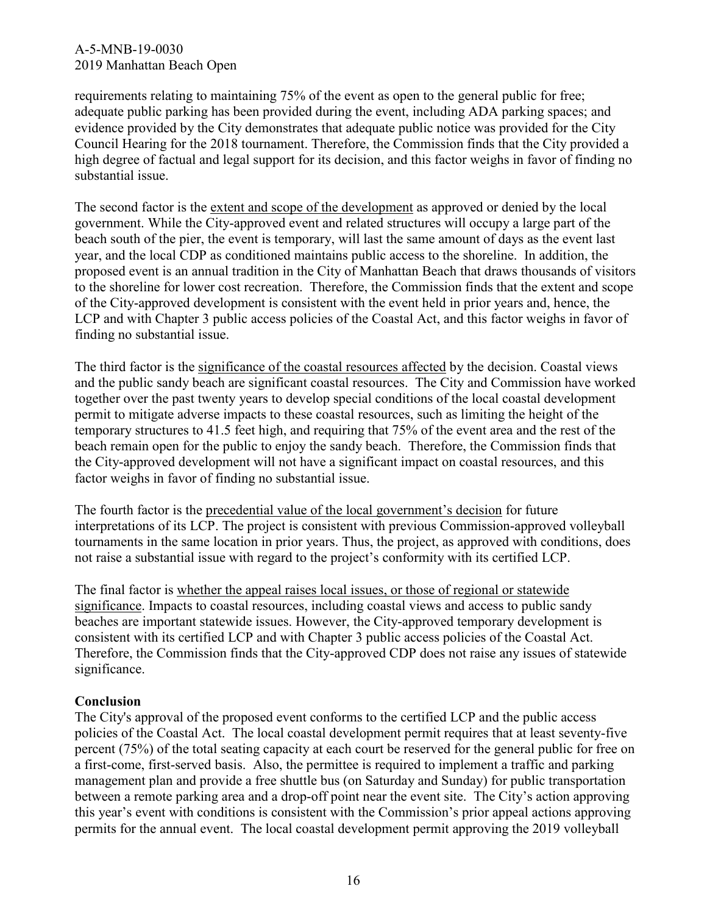requirements relating to maintaining 75% of the event as open to the general public for free; adequate public parking has been provided during the event, including ADA parking spaces; and evidence provided by the City demonstrates that adequate public notice was provided for the City Council Hearing for the 2018 tournament. Therefore, the Commission finds that the City provided a high degree of factual and legal support for its decision, and this factor weighs in favor of finding no substantial issue.

The second factor is the extent and scope of the development as approved or denied by the local government. While the City-approved event and related structures will occupy a large part of the beach south of the pier, the event is temporary, will last the same amount of days as the event last year, and the local CDP as conditioned maintains public access to the shoreline. In addition, the proposed event is an annual tradition in the City of Manhattan Beach that draws thousands of visitors to the shoreline for lower cost recreation. Therefore, the Commission finds that the extent and scope of the City-approved development is consistent with the event held in prior years and, hence, the LCP and with Chapter 3 public access policies of the Coastal Act, and this factor weighs in favor of finding no substantial issue.

The third factor is the significance of the coastal resources affected by the decision. Coastal views and the public sandy beach are significant coastal resources. The City and Commission have worked together over the past twenty years to develop special conditions of the local coastal development permit to mitigate adverse impacts to these coastal resources, such as limiting the height of the temporary structures to 41.5 feet high, and requiring that 75% of the event area and the rest of the beach remain open for the public to enjoy the sandy beach. Therefore, the Commission finds that the City-approved development will not have a significant impact on coastal resources, and this factor weighs in favor of finding no substantial issue.

The fourth factor is the precedential value of the local government's decision for future interpretations of its LCP. The project is consistent with previous Commission-approved volleyball tournaments in the same location in prior years. Thus, the project, as approved with conditions, does not raise a substantial issue with regard to the project's conformity with its certified LCP.

The final factor is whether the appeal raises local issues, or those of regional or statewide significance. Impacts to coastal resources, including coastal views and access to public sandy beaches are important statewide issues. However, the City-approved temporary development is consistent with its certified LCP and with Chapter 3 public access policies of the Coastal Act. Therefore, the Commission finds that the City-approved CDP does not raise any issues of statewide significance.

**Conclusion**

The City's approval of the proposed event conforms to the certified LCP and the public access policies of the Coastal Act. The local coastal development permit requires that at least seventy-five percent (75%) of the total seating capacity at each court be reserved for the general public for free on a first-come, first-served basis. Also, the permittee is required to implement a traffic and parking management plan and provide a free shuttle bus (on Saturday and Sunday) for public transportation between a remote parking area and a drop-off point near the event site. The City's action approving this year's event with conditions is consistent with the Commission's prior appeal actions approving permits for the annual event. The local coastal development permit approving the 2019 volleyball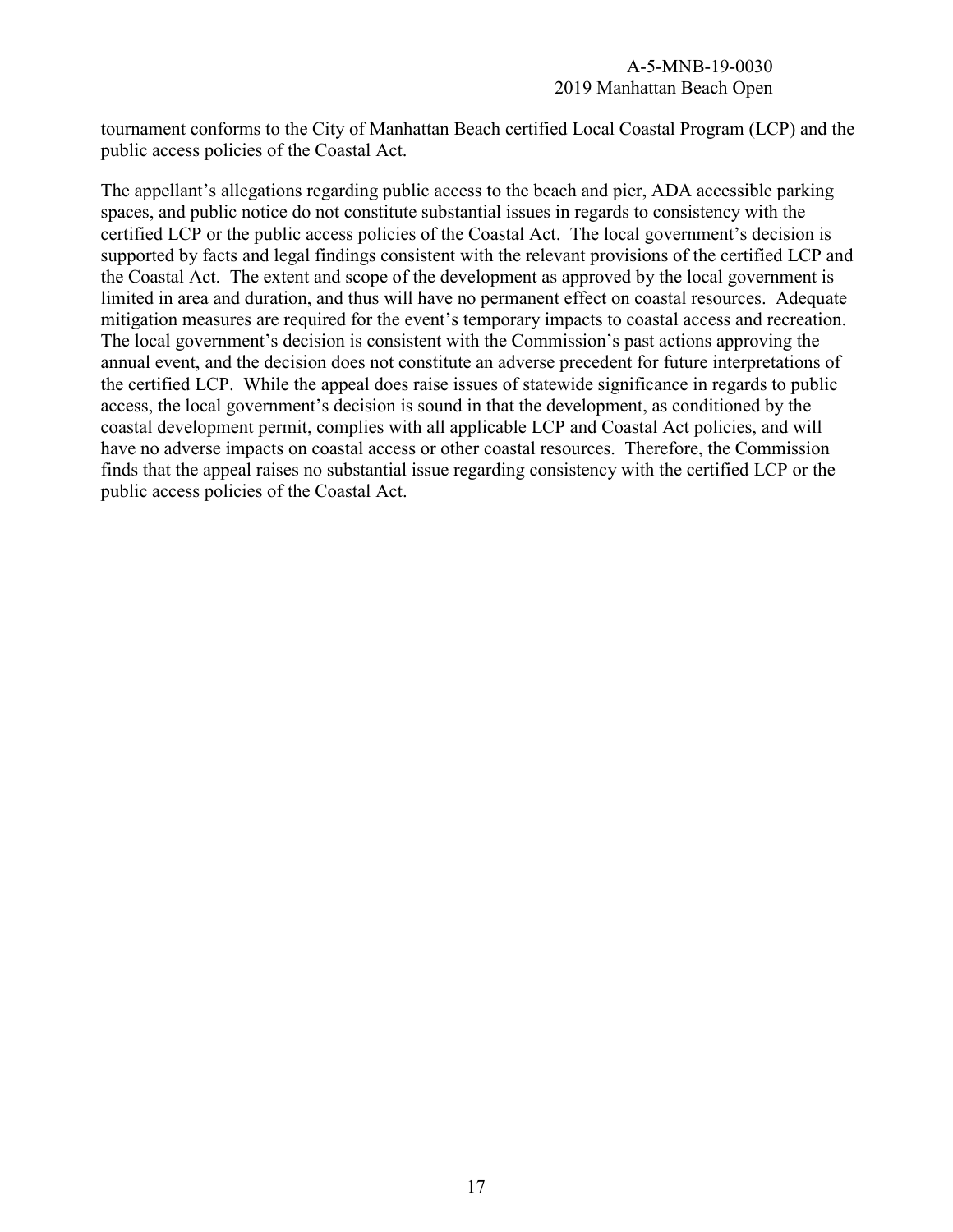tournament conforms to the City of Manhattan Beach certified Local Coastal Program (LCP) and the public access policies of the Coastal Act.

The appellant's allegations regarding public access to the beach and pier, ADA accessible parking spaces, and public notice do not constitute substantial issues in regards to consistency with the certified LCP or the public access policies of the Coastal Act. The local government's decision is supported by facts and legal findings consistent with the relevant provisions of the certified LCP and the Coastal Act. The extent and scope of the development as approved by the local government is limited in area and duration, and thus will have no permanent effect on coastal resources. Adequate mitigation measures are required for the event's temporary impacts to coastal access and recreation. The local government's decision is consistent with the Commission's past actions approving the annual event, and the decision does not constitute an adverse precedent for future interpretations of the certified LCP. While the appeal does raise issues of statewide significance in regards to public access, the local government's decision is sound in that the development, as conditioned by the coastal development permit, complies with all applicable LCP and Coastal Act policies, and will have no adverse impacts on coastal access or other coastal resources. Therefore, the Commission finds that the appeal raises no substantial issue regarding consistency with the certified LCP or the public access policies of the Coastal Act.